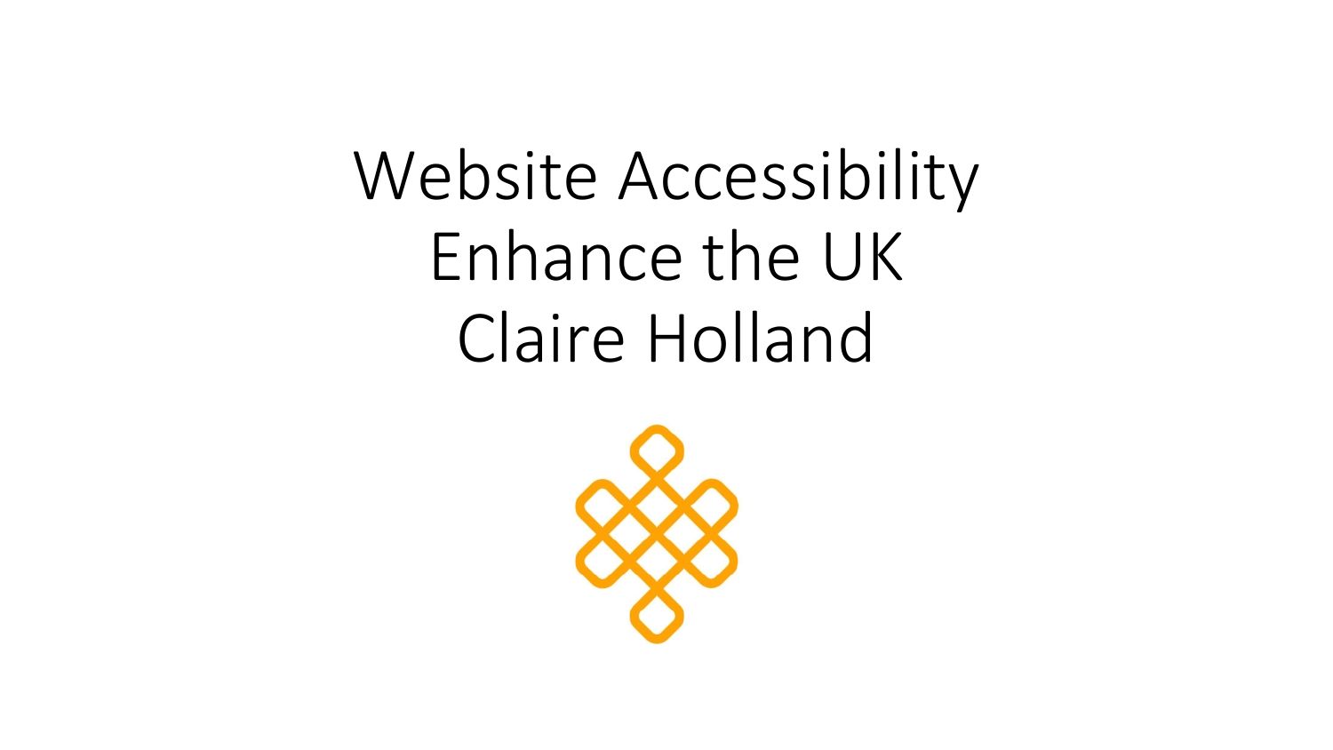# Website Accessibility

## Enhance the UK

## Claire Holland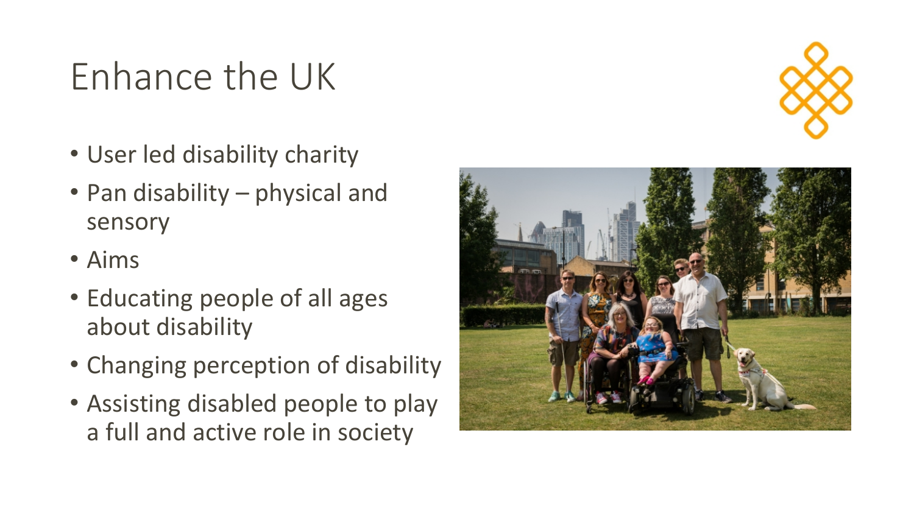# Enhance the UK

- User led disability charity
- Pan disability – physical and sensory
- Aims
- Educating people of all ages about disability
- Changing perception of disability
- Assisting disabled people to play a full and active role in society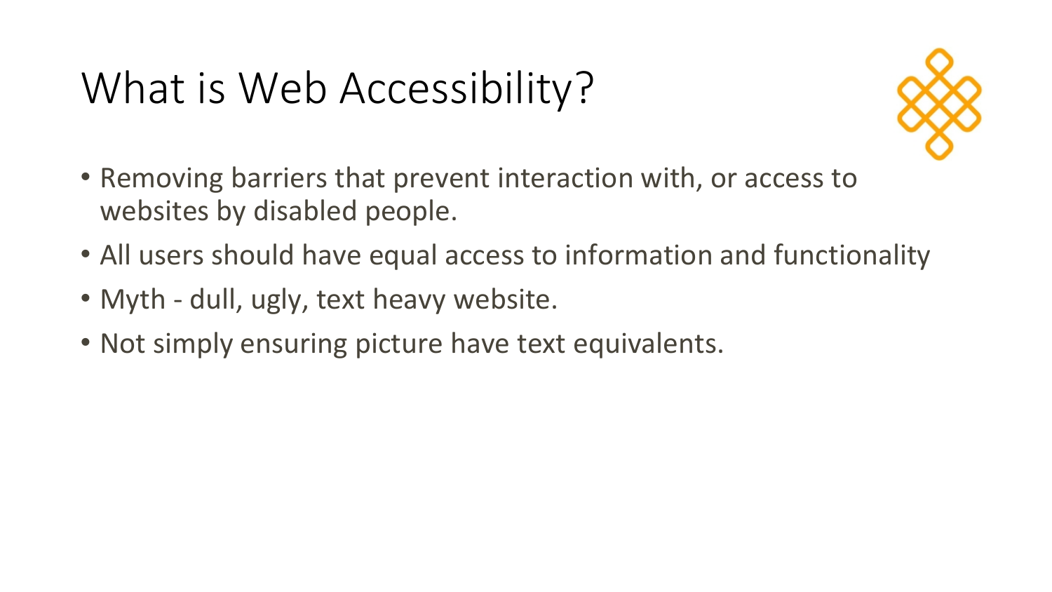# What is Web Accessibility?

- Removing barriers that prevent interaction with, or access to websites by disabled people.
- All users should have equal access to information and functionality
- Myth - dull, ugly, text heavy website.
- Not simply ensuring picture have text equivalents.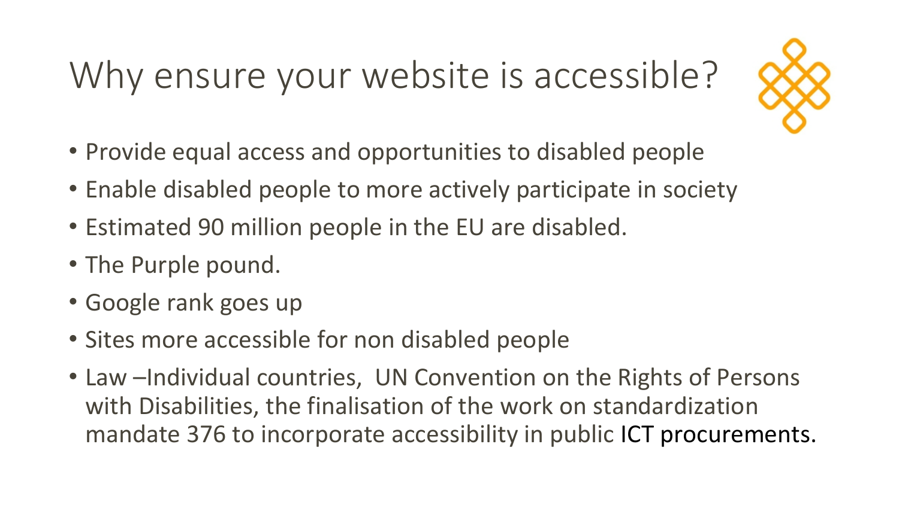# Why ensure your website is accessible?

- Provide equal access and opportunities to disabled people
- Enable disabled people to more actively participate in society
- Estimated 90 million people in the EU are disabled.
- The Purple pound.
- Google rank goes up
- Sites more accessible for non disabled people
- Law –Individual countries, UN Convention on the Rights of Persons with Disabilities, the finalisation of the work on standardization mandate 376 to incorporate accessibility in public ICT procurements.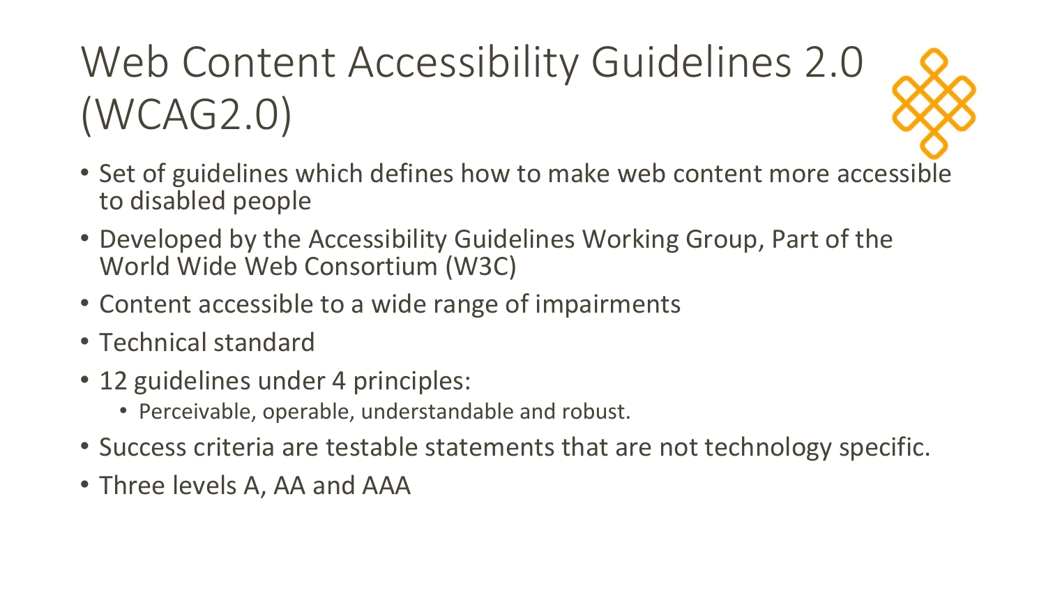# Web Content Accessibility Guidelines 2.0 (WCAG2.0)

- Set of guidelines which defines how to make web content more accessible to disabled people
- Developed by the Accessibility Guidelines Working Group, Part of the World Wide Web Consortium (W3C)
- Content accessible to a wide range of impairments
- Technical standard
- 12 guidelines under 4 principles:
  - Perceivable, operable, understandable and robust.
- Success criteria are testable statements that are not technology specific.
- Three levels A, AA and AAA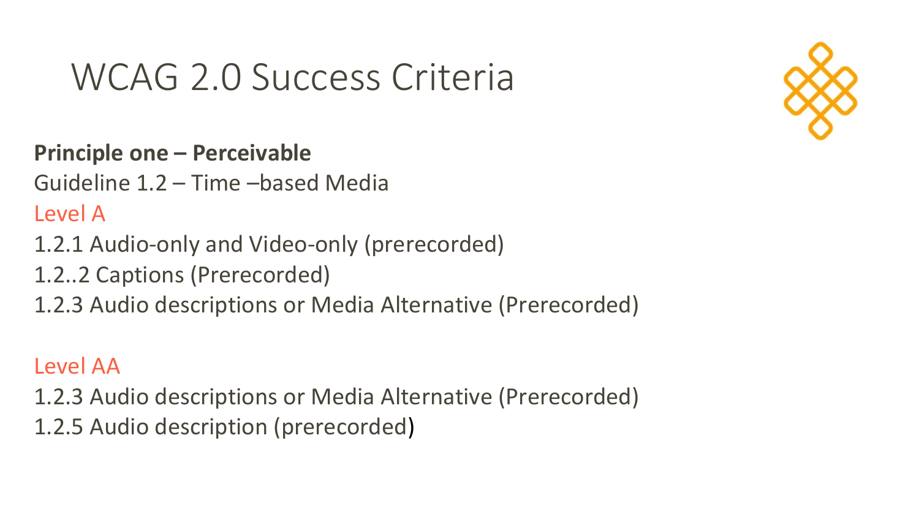# WCAG 2.0 Success Criteria

**Principle one – Perceivable**

Guideline 1.2 – Time –based Media

Level A

1.2.1 Audio-only and Video-only (prerecorded)

1.2..2 Captions (Prerecorded)

1.2.3 Audio descriptions or Media Alternative (Prerecorded)

Level AA

1.2.3 Audio descriptions or Media Alternative (Prerecorded)

1.2.5 Audio description (prerecorded)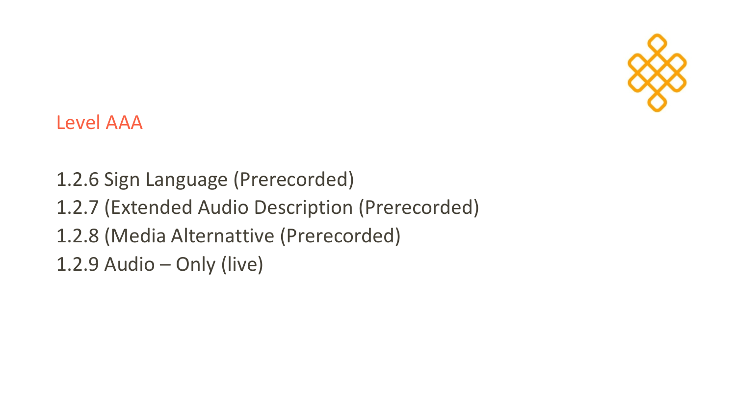## Level AAA

1.2.6 Sign Language (Prerecorded)
1.2.7 (Extended Audio Description (Prerecorded)
1.2.8 (Media Alternattive (Prerecorded)
1.2.9 Audio – Only (live)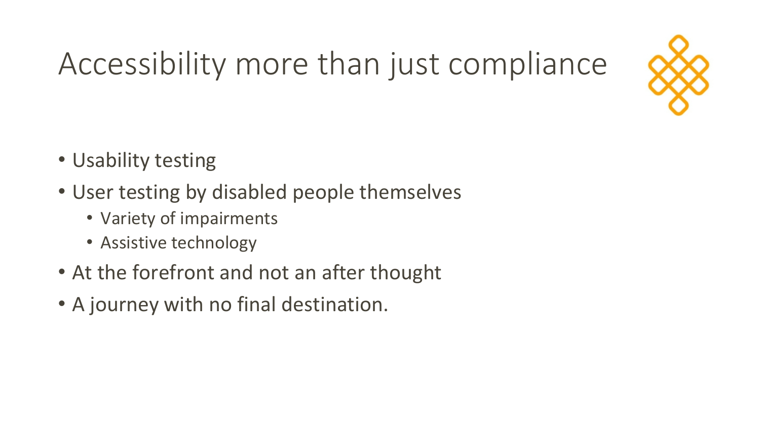# Accessibility more than just compliance

- Usability testing
- User testing by disabled people themselves
  - Variety of impairments
  - Assistive technology
- At the forefront and not an after thought
- A journey with no final destination.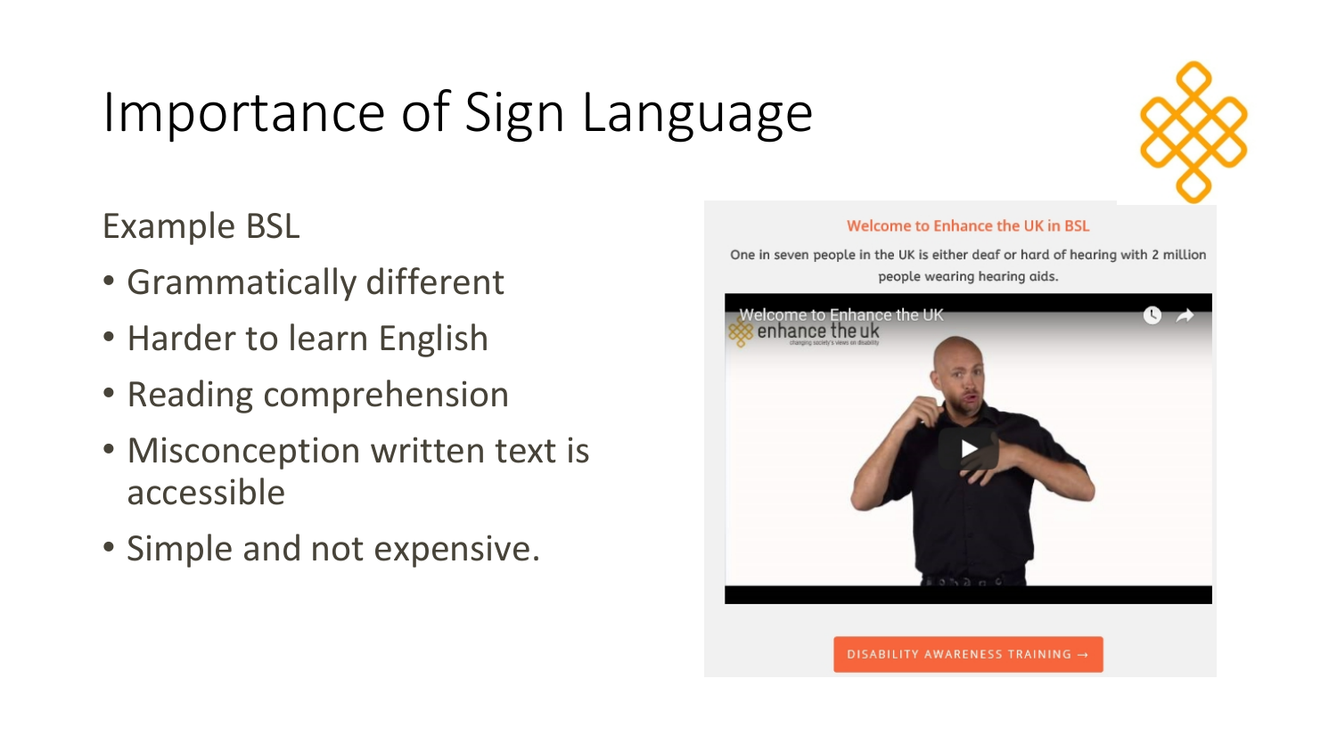# Importance of Sign Language

Example BSL

- Grammatically different
- Harder to learn English
- Reading comprehension
- Misconception written text is accessible
- Simple and not expensive.

Welcome to Enhance the UK in BSL

One in seven people in the UK is either deaf or hard of hearing with 2 million people wearing hearing aids.

Welcome to Enhance the UK

enhance the uk

DISABILITY AWARENESS TRAINING →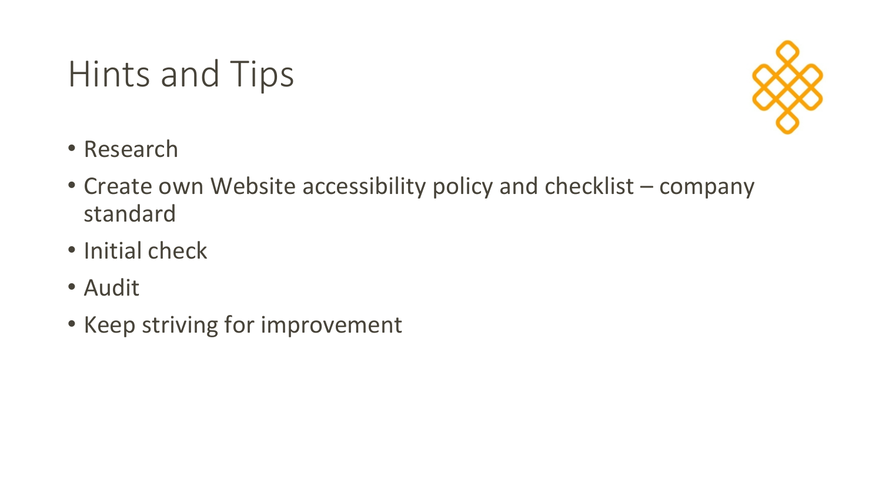# Hints and Tips

- Research
- Create own Website accessibility policy and checklist – company standard
- Initial check
- Audit
- Keep striving for improvement